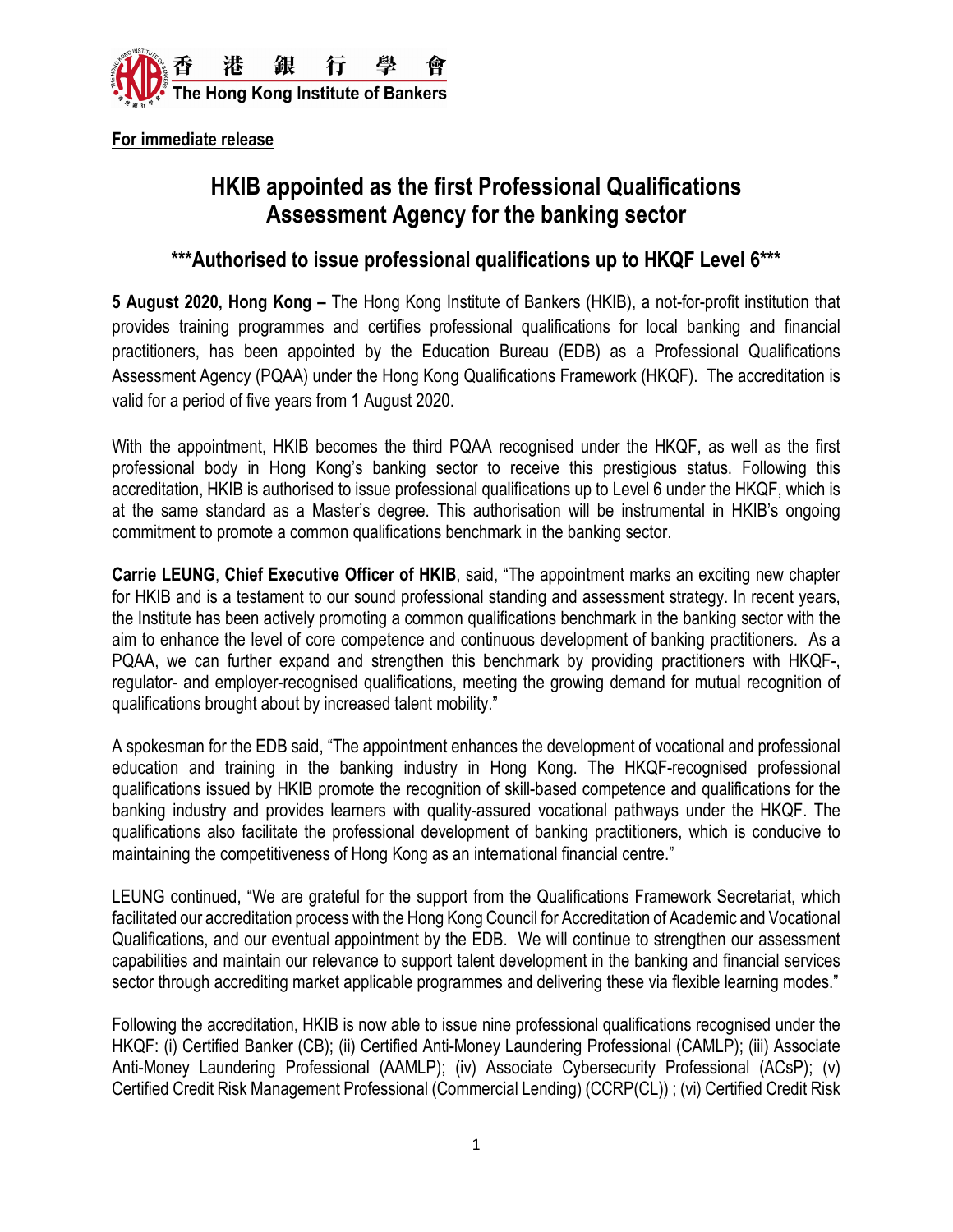香港銀行學會
The Hong Kong Institute of Bankers

**For immediate release**

# HKIB appointed as the first Professional Qualifications Assessment Agency for the banking sector

## \*\*\*Authorised to issue professional qualifications up to HKQF Level 6\*\*\*

**5 August 2020, Hong Kong –** The Hong Kong Institute of Bankers (HKIB), a not-for-profit institution that provides training programmes and certifies professional qualifications for local banking and financial practitioners, has been appointed by the Education Bureau (EDB) as a Professional Qualifications Assessment Agency (PQAA) under the Hong Kong Qualifications Framework (HKQF). The accreditation is valid for a period of five years from 1 August 2020.

With the appointment, HKIB becomes the third PQAA recognised under the HKQF, as well as the first professional body in Hong Kong's banking sector to receive this prestigious status. Following this accreditation, HKIB is authorised to issue professional qualifications up to Level 6 under the HKQF, which is at the same standard as a Master's degree. This authorisation will be instrumental in HKIB's ongoing commitment to promote a common qualifications benchmark in the banking sector.

**Carrie LEUNG**, **Chief Executive Officer of HKIB**, said, "The appointment marks an exciting new chapter for HKIB and is a testament to our sound professional standing and assessment strategy. In recent years, the Institute has been actively promoting a common qualifications benchmark in the banking sector with the aim to enhance the level of core competence and continuous development of banking practitioners. As a PQAA, we can further expand and strengthen this benchmark by providing practitioners with HKQF-, regulator- and employer-recognised qualifications, meeting the growing demand for mutual recognition of qualifications brought about by increased talent mobility."

A spokesman for the EDB said, "The appointment enhances the development of vocational and professional education and training in the banking industry in Hong Kong. The HKQF-recognised professional qualifications issued by HKIB promote the recognition of skill-based competence and qualifications for the banking industry and provides learners with quality-assured vocational pathways under the HKQF. The qualifications also facilitate the professional development of banking practitioners, which is conducive to maintaining the competitiveness of Hong Kong as an international financial centre."

LEUNG continued, "We are grateful for the support from the Qualifications Framework Secretariat, which facilitated our accreditation process with the Hong Kong Council for Accreditation of Academic and Vocational Qualifications, and our eventual appointment by the EDB. We will continue to strengthen our assessment capabilities and maintain our relevance to support talent development in the banking and financial services sector through accrediting market applicable programmes and delivering these via flexible learning modes."

Following the accreditation, HKIB is now able to issue nine professional qualifications recognised under the HKQF: (i) Certified Banker (CB); (ii) Certified Anti-Money Laundering Professional (CAMLP); (iii) Associate Anti-Money Laundering Professional (AAMLP); (iv) Associate Cybersecurity Professional (ACsP); (v) Certified Credit Risk Management Professional (Commercial Lending) (CCRP(CL)) ; (vi) Certified Credit Risk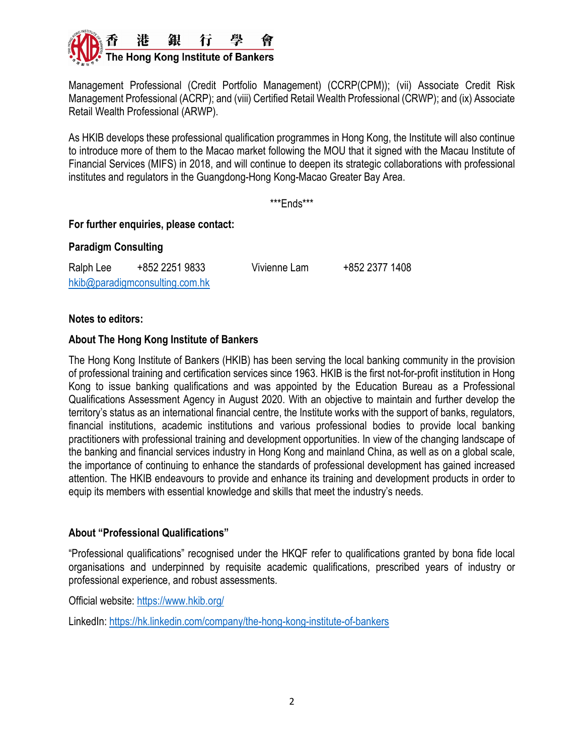Management Professional (Credit Portfolio Management) (CCRP(CPM)); (vii) Associate Credit Risk Management Professional (ACRP); and (viii) Certified Retail Wealth Professional (CRWP); and (ix) Associate Retail Wealth Professional (ARWP).

As HKIB develops these professional qualification programmes in Hong Kong, the Institute will also continue to introduce more of them to the Macao market following the MOU that it signed with the Macau Institute of Financial Services (MIFS) in 2018, and will continue to deepen its strategic collaborations with professional institutes and regulators in the Guangdong-Hong Kong-Macao Greater Bay Area.

***Ends***

**For further enquiries, please contact:**

**Paradigm Consulting**

Ralph Lee +852 2251 9833 Vivienne Lam +852 2377 1408
hkib@paradigmconsulting.com.hk

**Notes to editors:**

**About The Hong Kong Institute of Bankers**

The Hong Kong Institute of Bankers (HKIB) has been serving the local banking community in the provision of professional training and certification services since 1963. HKIB is the first not-for-profit institution in Hong Kong to issue banking qualifications and was appointed by the Education Bureau as a Professional Qualifications Assessment Agency in August 2020. With an objective to maintain and further develop the territory's status as an international financial centre, the Institute works with the support of banks, regulators, financial institutions, academic institutions and various professional bodies to provide local banking practitioners with professional training and development opportunities. In view of the changing landscape of the banking and financial services industry in Hong Kong and mainland China, as well as on a global scale, the importance of continuing to enhance the standards of professional development has gained increased attention. The HKIB endeavours to provide and enhance its training and development products in order to equip its members with essential knowledge and skills that meet the industry's needs.

**About "Professional Qualifications"**

"Professional qualifications" recognised under the HKQF refer to qualifications granted by bona fide local organisations and underpinned by requisite academic qualifications, prescribed years of industry or professional experience, and robust assessments.

Official website: https://www.hkib.org/

LinkedIn: https://hk.linkedin.com/company/the-hong-kong-institute-of-bankers